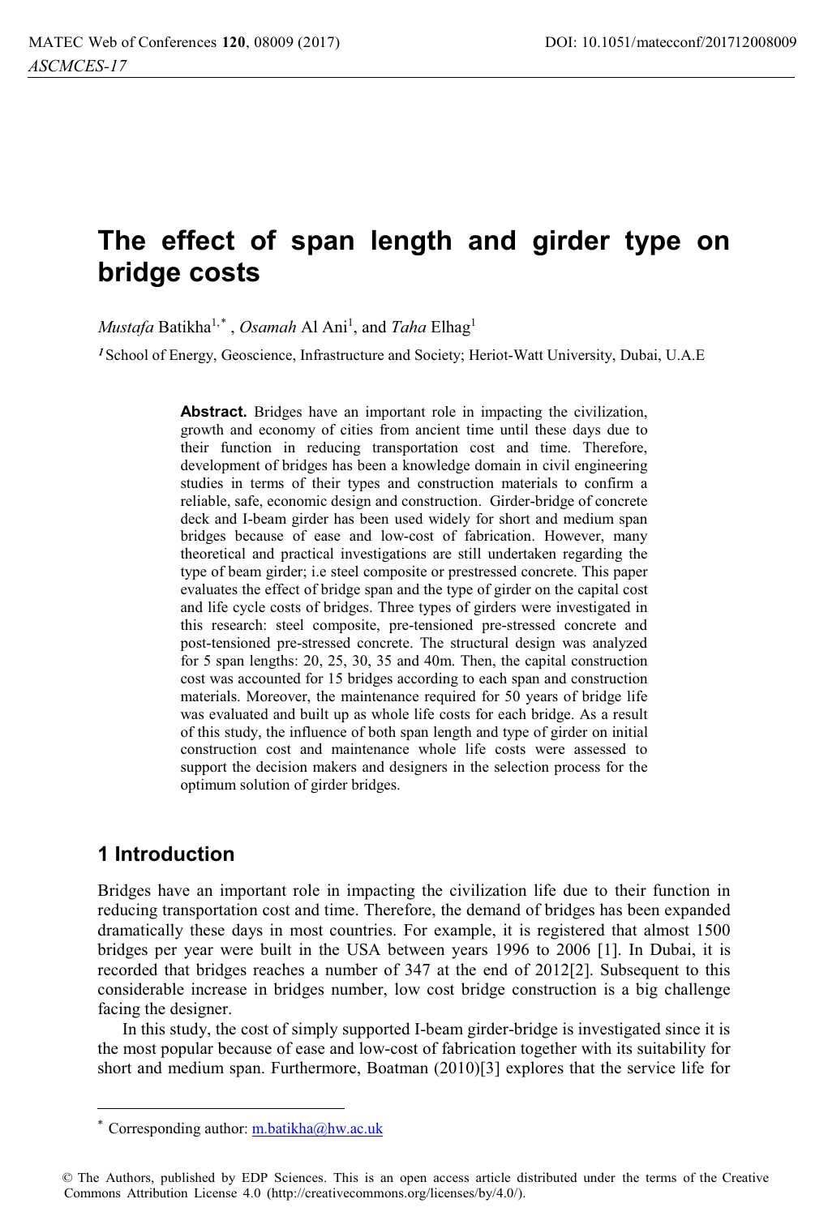# The effect of span length and girder type on bridge costs

*Mustafa* Batikha[1,*], *Osamah* Al Ani[1], and *Taha* Elhag[1]

[1] School of Energy, Geoscience, Infrastructure and Society; Heriot-Watt University, Dubai, U.A.E

**Abstract.** Bridges have an important role in impacting the civilization, growth and economy of cities from ancient time until these days due to their function in reducing transportation cost and time. Therefore, development of bridges has been a knowledge domain in civil engineering studies in terms of their types and construction materials to confirm a reliable, safe, economic design and construction. Girder-bridge of concrete deck and I-beam girder has been used widely for short and medium span bridges because of ease and low-cost of fabrication. However, many theoretical and practical investigations are still undertaken regarding the type of beam girder; i.e steel composite or prestressed concrete. This paper evaluates the effect of bridge span and the type of girder on the capital cost and life cycle costs of bridges. Three types of girders were investigated in this research: steel composite, pre-tensioned pre-stressed concrete and post-tensioned pre-stressed concrete. The structural design was analyzed for 5 span lengths: 20, 25, 30, 35 and 40m. Then, the capital construction cost was accounted for 15 bridges according to each span and construction materials. Moreover, the maintenance required for 50 years of bridge life was evaluated and built up as whole life costs for each bridge. As a result of this study, the influence of both span length and type of girder on initial construction cost and maintenance whole life costs were assessed to support the decision makers and designers in the selection process for the optimum solution of girder bridges.

## 1 Introduction

Bridges have an important role in impacting the civilization life due to their function in reducing transportation cost and time. Therefore, the demand of bridges has been expanded dramatically these days in most countries. For example, it is registered that almost 1500 bridges per year were built in the USA between years 1996 to 2006 [1]. In Dubai, it is recorded that bridges reaches a number of 347 at the end of 2012[2]. Subsequent to this considerable increase in bridges number, low cost bridge construction is a big challenge facing the designer.

In this study, the cost of simply supported I-beam girder-bridge is investigated since it is the most popular because of ease and low-cost of fabrication together with its suitability for short and medium span. Furthermore, Boatman (2010)[3] explores that the service life for

* Corresponding author: m.batikha@hw.ac.uk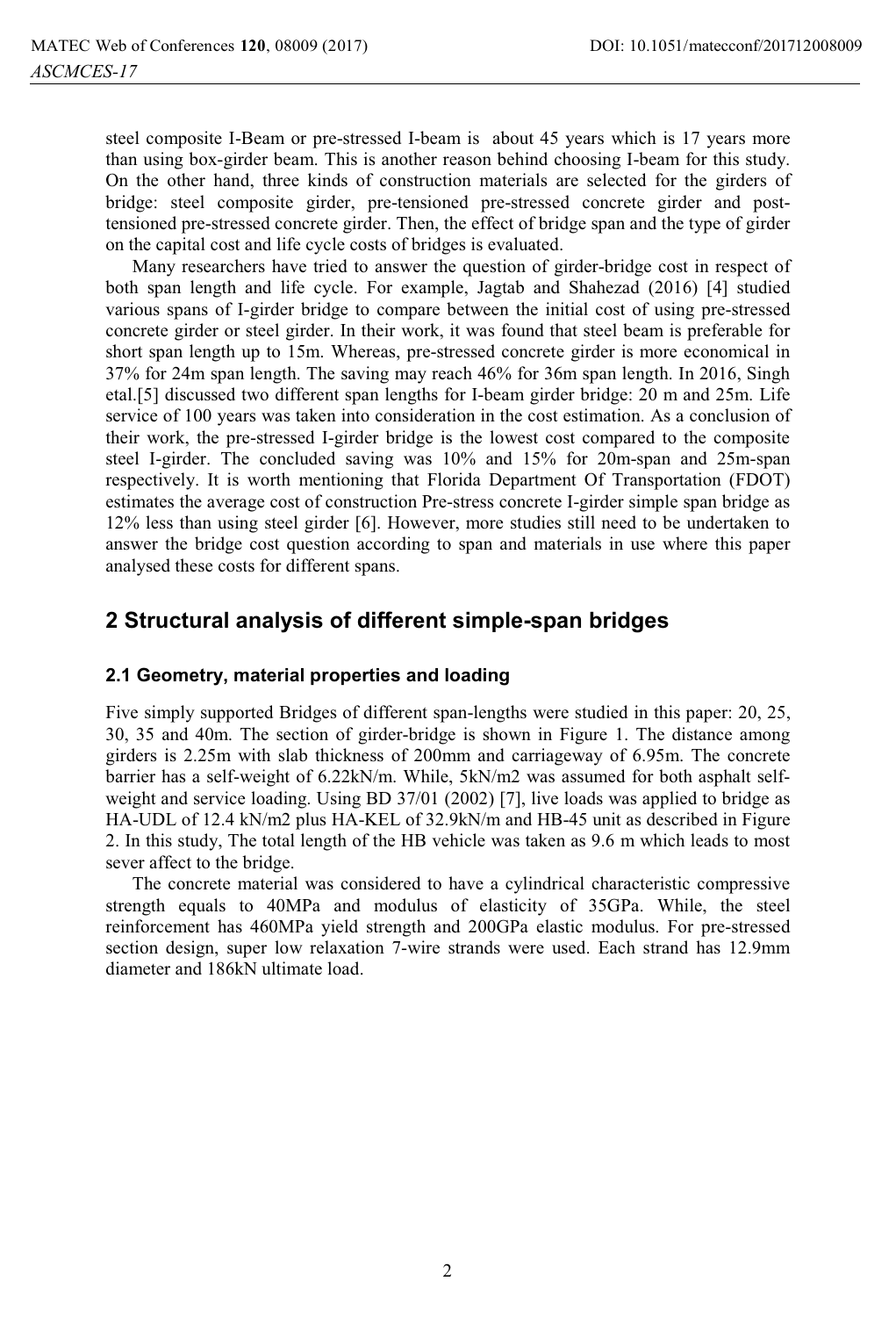steel composite I-Beam or pre-stressed I-beam is about 45 years which is 17 years more than using box-girder beam. This is another reason behind choosing I-beam for this study. On the other hand, three kinds of construction materials are selected for the girders of bridge: steel composite girder, pre-tensioned pre-stressed concrete girder and post-tensioned pre-stressed concrete girder. Then, the effect of bridge span and the type of girder on the capital cost and life cycle costs of bridges is evaluated.

Many researchers have tried to answer the question of girder-bridge cost in respect of both span length and life cycle. For example, Jagtab and Shahezad (2016) [4] studied various spans of I-girder bridge to compare between the initial cost of using pre-stressed concrete girder or steel girder. In their work, it was found that steel beam is preferable for short span length up to 15m. Whereas, pre-stressed concrete girder is more economical in 37% for 24m span length. The saving may reach 46% for 36m span length. In 2016, Singh etal.[5] discussed two different span lengths for I-beam girder bridge: 20 m and 25m. Life service of 100 years was taken into consideration in the cost estimation. As a conclusion of their work, the pre-stressed I-girder bridge is the lowest cost compared to the composite steel I-girder. The concluded saving was 10% and 15% for 20m-span and 25m-span respectively. It is worth mentioning that Florida Department Of Transportation (FDOT) estimates the average cost of construction Pre-stress concrete I-girder simple span bridge as 12% less than using steel girder [6]. However, more studies still need to be undertaken to answer the bridge cost question according to span and materials in use where this paper analysed these costs for different spans.

## 2 Structural analysis of different simple-span bridges

### 2.1 Geometry, material properties and loading

Five simply supported Bridges of different span-lengths were studied in this paper: 20, 25, 30, 35 and 40m. The section of girder-bridge is shown in Figure 1. The distance among girders is 2.25m with slab thickness of 200mm and carriageway of 6.95m. The concrete barrier has a self-weight of 6.22kN/m. While, 5kN/m2 was assumed for both asphalt self-weight and service loading. Using BD 37/01 (2002) [7], live loads was applied to bridge as HA-UDL of 12.4 kN/m2 plus HA-KEL of 32.9kN/m and HB-45 unit as described in Figure 2. In this study, The total length of the HB vehicle was taken as 9.6 m which leads to most sever affect to the bridge.

The concrete material was considered to have a cylindrical characteristic compressive strength equals to 40MPa and modulus of elasticity of 35GPa. While, the steel reinforcement has 460MPa yield strength and 200GPa elastic modulus. For pre-stressed section design, super low relaxation 7-wire strands were used. Each strand has 12.9mm diameter and 186kN ultimate load.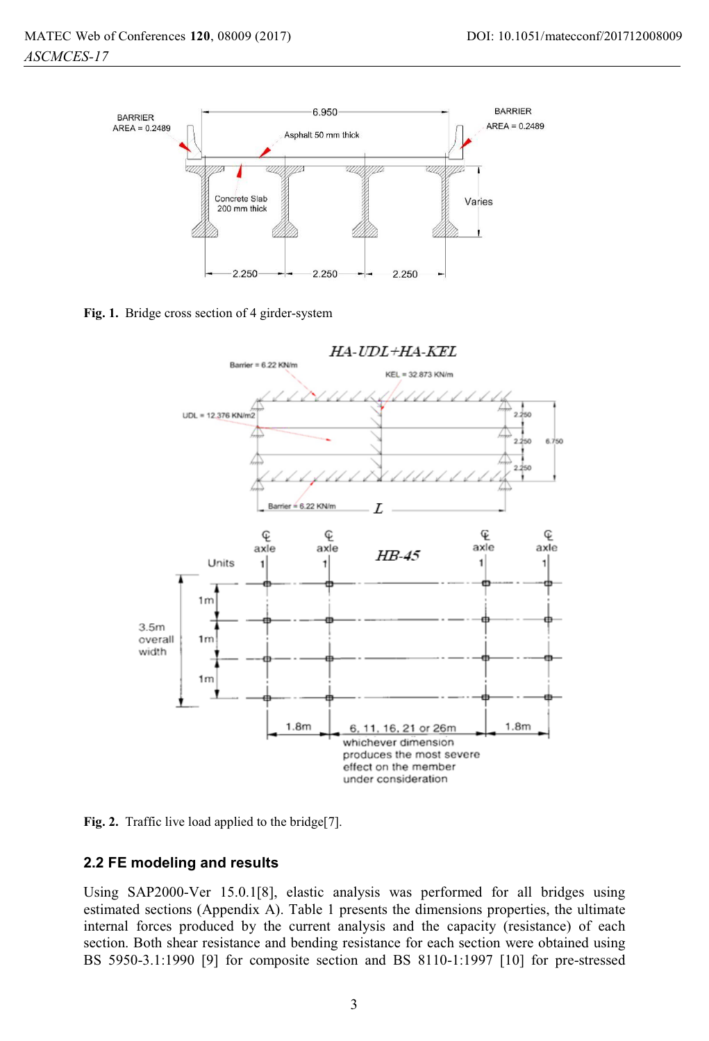Fig. 1. Bridge cross section of 4 girder-system

Fig. 2. Traffic live load applied to the bridge[7].

## 2.2 FE modeling and results

Using SAP2000-Ver 15.0.1[8], elastic analysis was performed for all bridges using estimated sections (Appendix A). Table 1 presents the dimensions properties, the ultimate internal forces produced by the current analysis and the capacity (resistance) of each section. Both shear resistance and bending resistance for each section were obtained using BS 5950-3.1:1990 [9] for composite section and BS 8110-1:1997 [10] for pre-stressed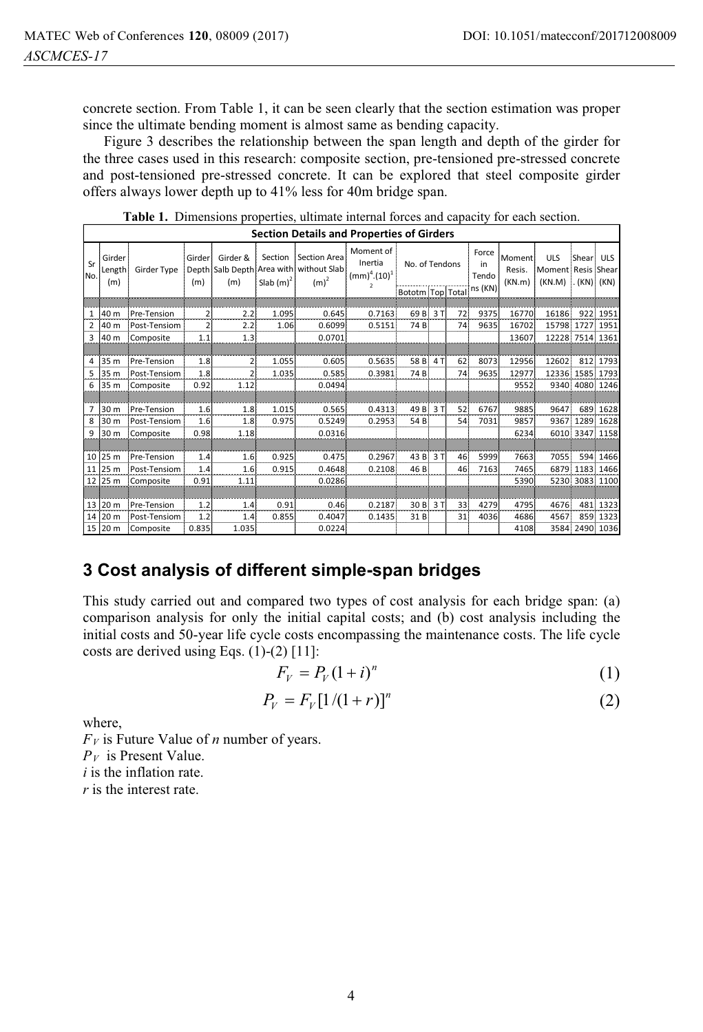concrete section. From Table 1, it can be seen clearly that the section estimation was proper since the ultimate bending moment is almost same as bending capacity.

Figure 3 describes the relationship between the span length and depth of the girder for the three cases used in this research: composite section, pre-tensioned pre-stressed concrete and post-tensioned pre-stressed concrete. It can be explored that steel composite girder offers always lower depth up to 41% less for 40m bridge span.

**Table 1.** Dimensions properties, ultimate internal forces and capacity for each section.

| Section Details and Properties of Girders | | | | | | | | | | | | | | | | |
|---|---|---|---|---|---|---|---|---|---|---|---|---|---|---|---|---|
| Sr No. | Girder Length (m) | Girder Type | Girder Depth (m) | Girder & Salb Depth (m) | Section Area with Slab (m)$^2$ | Section Area without Slab (m)$^2$ | Moment of Inertia (mm)$^4$.(10)$^{12}$ | No. of Tendons | | | Force in Tendons (KN) | Moment Resis. (KN.m) | ULS Moment (KN.M) | Shear Resis. (KN) | ULS Shear (KN) |
| | | | | | | | | Bototm | Top | Total | | | | | |
| 1 | 40 m | Pre-Tension | 2 | 2.2 | 1.095 | 0.645 | 0.7163 | 69 B | 3 T | 72 | 9375 | 16770 | 16186 | 922 | 1951 |
| 2 | 40 m | Post-Tensiom | 2 | 2.2 | 1.06 | 0.6099 | 0.5151 | 74 B | | 74 | 9635 | 16702 | 15798 | 1727 | 1951 |
| 3 | 40 m | Composite | 1.1 | 1.3 | | 0.0701 | | | | | | 13607 | 12228 | 7514 | 1361 |
| 4 | 35 m | Pre-Tension | 1.8 | 2 | 1.055 | 0.605 | 0.5635 | 58 B | 4 T | 62 | 8073 | 12956 | 12602 | 812 | 1793 |
| 5 | 35 m | Post-Tensiom | 1.8 | 2 | 1.035 | 0.585 | 0.3981 | 74 B | | 74 | 9635 | 12977 | 12336 | 1585 | 1793 |
| 6 | 35 m | Composite | 0.92 | 1.12 | | 0.0494 | | | | | | 9552 | 9340 | 4080 | 1246 |
| 7 | 30 m | Pre-Tension | 1.6 | 1.8 | 1.015 | 0.565 | 0.4313 | 49 B | 3 T | 52 | 6767 | 9885 | 9647 | 689 | 1628 |
| 8 | 30 m | Post-Tensiom | 1.6 | 1.8 | 0.975 | 0.5249 | 0.2953 | 54 B | | 54 | 7031 | 9857 | 9367 | 1289 | 1628 |
| 9 | 30 m | Composite | 0.98 | 1.18 | | 0.0316 | | | | | | 6234 | 6010 | 3347 | 1158 |
| 10 | 25 m | Pre-Tension | 1.4 | 1.6 | 0.925 | 0.475 | 0.2967 | 43 B | 3 T | 46 | 5999 | 7663 | 7055 | 594 | 1466 |
| 11 | 25 m | Post-Tensiom | 1.4 | 1.6 | 0.915 | 0.4648 | 0.2108 | 46 B | | 46 | 7163 | 7465 | 6879 | 1183 | 1466 |
| 12 | 25 m | Composite | 0.91 | 1.11 | | 0.0286 | | | | | | 5390 | 5230 | 3083 | 1100 |
| 13 | 20 m | Pre-Tension | 1.2 | 1.4 | 0.91 | 0.46 | 0.2187 | 30 B | 3 T | 33 | 4279 | 4795 | 4676 | 481 | 1323 |
| 14 | 20 m | Post-Tensiom | 1.2 | 1.4 | 0.855 | 0.4047 | 0.1435 | 31 B | | 31 | 4036 | 4686 | 4567 | 859 | 1323 |
| 15 | 20 m | Composite | 0.835 | 1.035 | | 0.0224 | | | | | | 4108 | 3584 | 2490 | 1036 |

## 3 Cost analysis of different simple-span bridges

This study carried out and compared two types of cost analysis for each bridge span: (a) comparison analysis for only the initial capital costs; and (b) cost analysis including the initial costs and 50-year life cycle costs encompassing the maintenance costs. The life cycle costs are derived using Eqs. (1)-(2) [11]:

$$F_V = P_V(1+i)^n \tag{1}$$

$$P_V = F_V[1/(1+r)]^n \tag{2}$$

where,

$F_V$ is Future Value of $n$ number of years.

$P_V$ is Present Value.

$i$ is the inflation rate.

$r$ is the interest rate.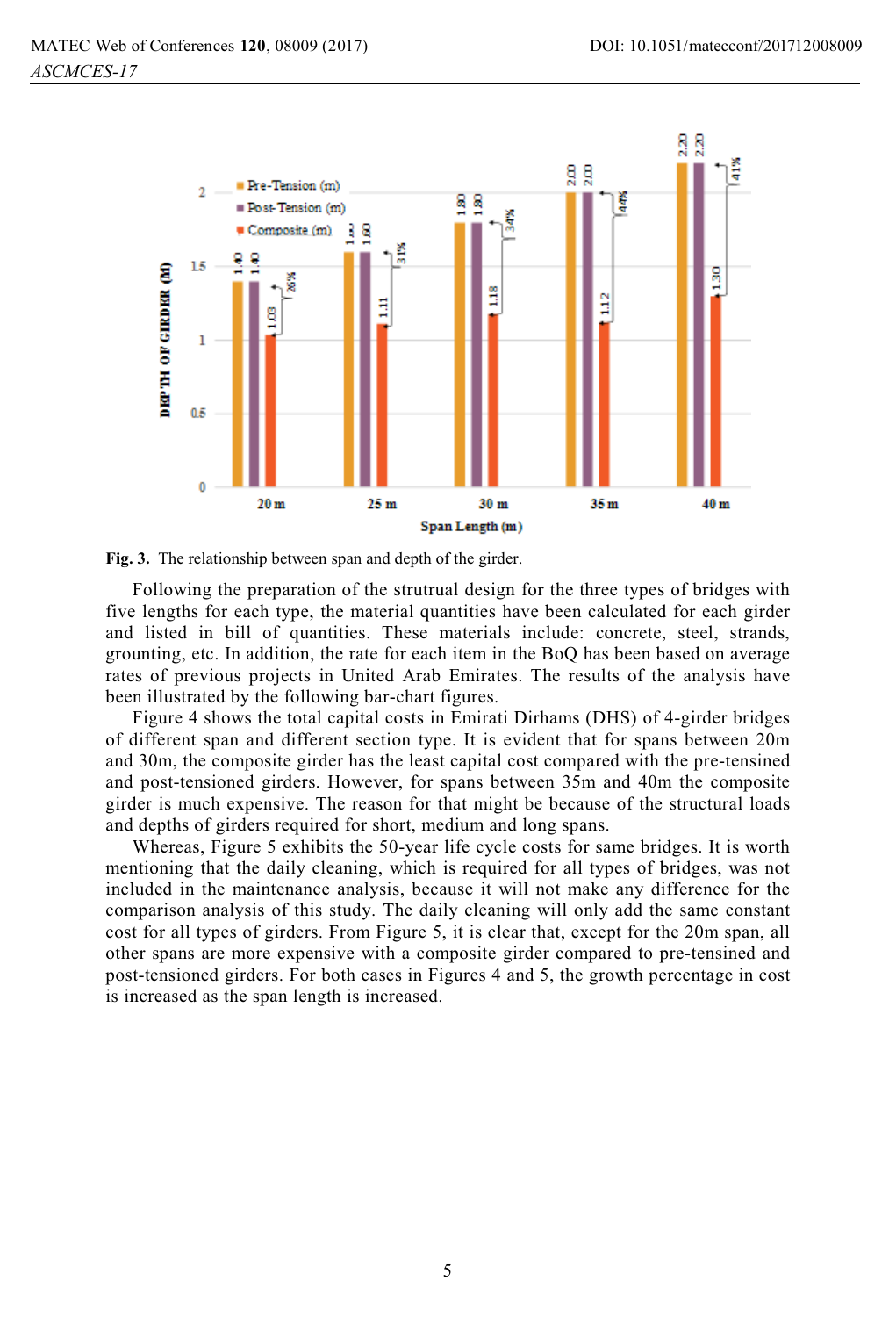**Fig. 3.** The relationship between span and depth of the girder.

Following the preparation of the strutural design for the three types of bridges with five lengths for each type, the material quantities have been calculated for each girder and listed in bill of quantities. These materials include: concrete, steel, strands, grounting, etc. In addition, the rate for each item in the BoQ has been based on average rates of previous projects in United Arab Emirates. The results of the analysis have been illustrated by the following bar-chart figures.

Figure 4 shows the total capital costs in Emirati Dirhams (DHS) of 4-girder bridges of different span and different section type. It is evident that for spans between 20m and 30m, the composite girder has the least capital cost compared with the pre-tensined and post-tensioned girders. However, for spans between 35m and 40m the composite girder is much expensive. The reason for that might be because of the structural loads and depths of girders required for short, medium and long spans.

Whereas, Figure 5 exhibits the 50-year life cycle costs for same bridges. It is worth mentioning that the daily cleaning, which is required for all types of bridges, was not included in the maintenance analysis, because it will not make any difference for the comparison analysis of this study. The daily cleaning will only add the same constant cost for all types of girders. From Figure 5, it is clear that, except for the 20m span, all other spans are more expensive with a composite girder compared to pre-tensined and post-tensioned girders. For both cases in Figures 4 and 5, the growth percentage in cost is increased as the span length is increased.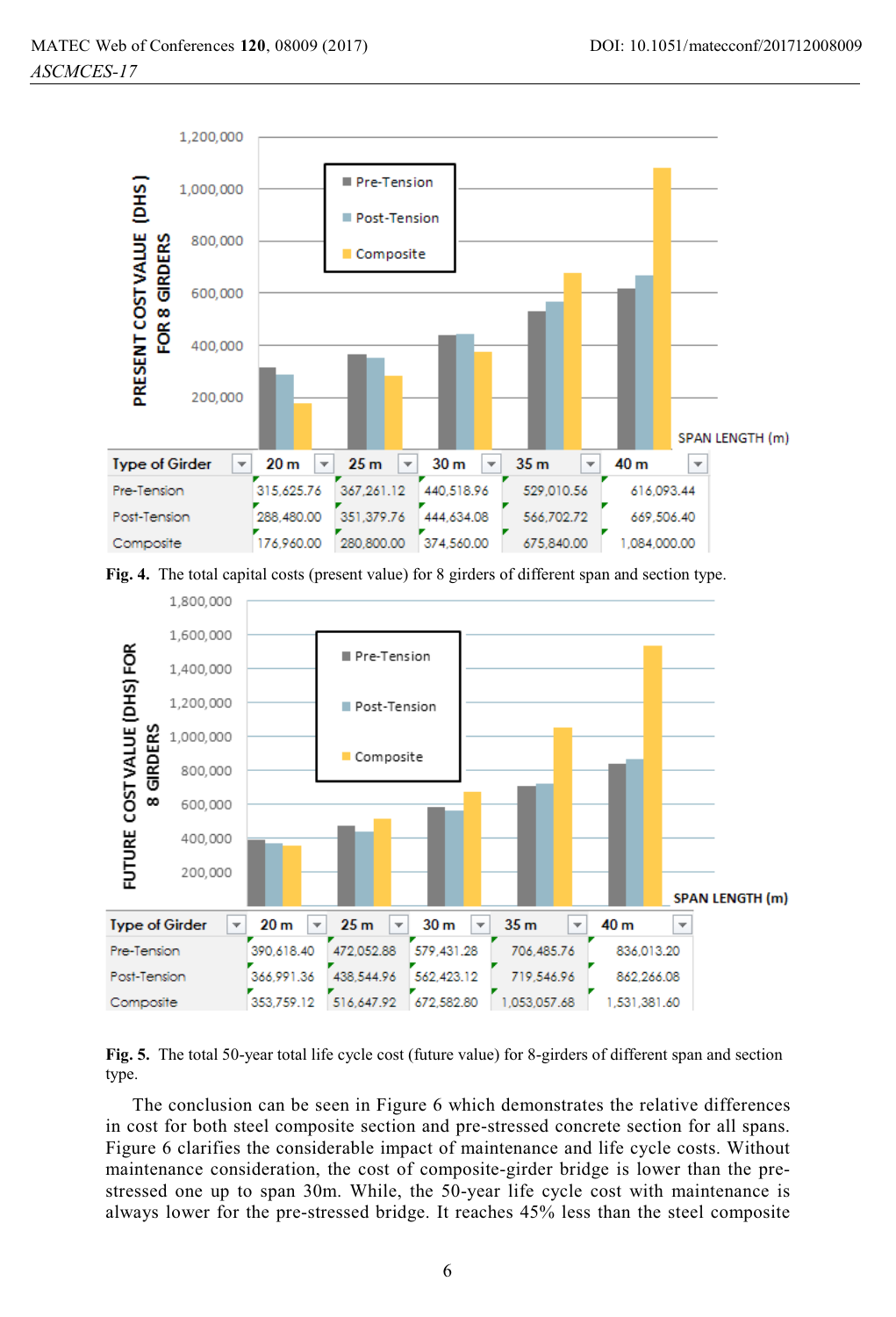| Type of Girder | 20 m | 25 m | 30 m | 35 m | 40 m |
|---|---|---|---|---|---|
| Pre-Tension | 315,625.76 | 367,261.12 | 440,518.96 | 529,010.56 | 616,093.44 |
| Post-Tension | 288,480.00 | 351,379.76 | 444,634.08 | 566,702.72 | 669,506.40 |
| Composite | 176,960.00 | 280,800.00 | 374,560.00 | 675,840.00 | 1,084,000.00 |

**Fig. 4.** The total capital costs (present value) for 8 girders of different span and section type.

| Type of Girder | 20 m | 25 m | 30 m | 35 m | 40 m |
|---|---|---|---|---|---|
| Pre-Tension | 390,618.40 | 472,052.88 | 579,431.28 | 706,485.76 | 836,013.20 |
| Post-Tension | 366,991.36 | 438,544.96 | 562,423.12 | 719,546.96 | 862,266.08 |
| Composite | 353,759.12 | 516,647.92 | 672,582.80 | 1,053,057.68 | 1,531,381.60 |

**Fig. 5.** The total 50-year total life cycle cost (future value) for 8-girders of different span and section type.

The conclusion can be seen in Figure 6 which demonstrates the relative differences in cost for both steel composite section and pre-stressed concrete section for all spans. Figure 6 clarifies the considerable impact of maintenance and life cycle costs. Without maintenance consideration, the cost of composite-girder bridge is lower than the pre-stressed one up to span 30m. While, the 50-year life cycle cost with maintenance is always lower for the pre-stressed bridge. It reaches 45% less than the steel composite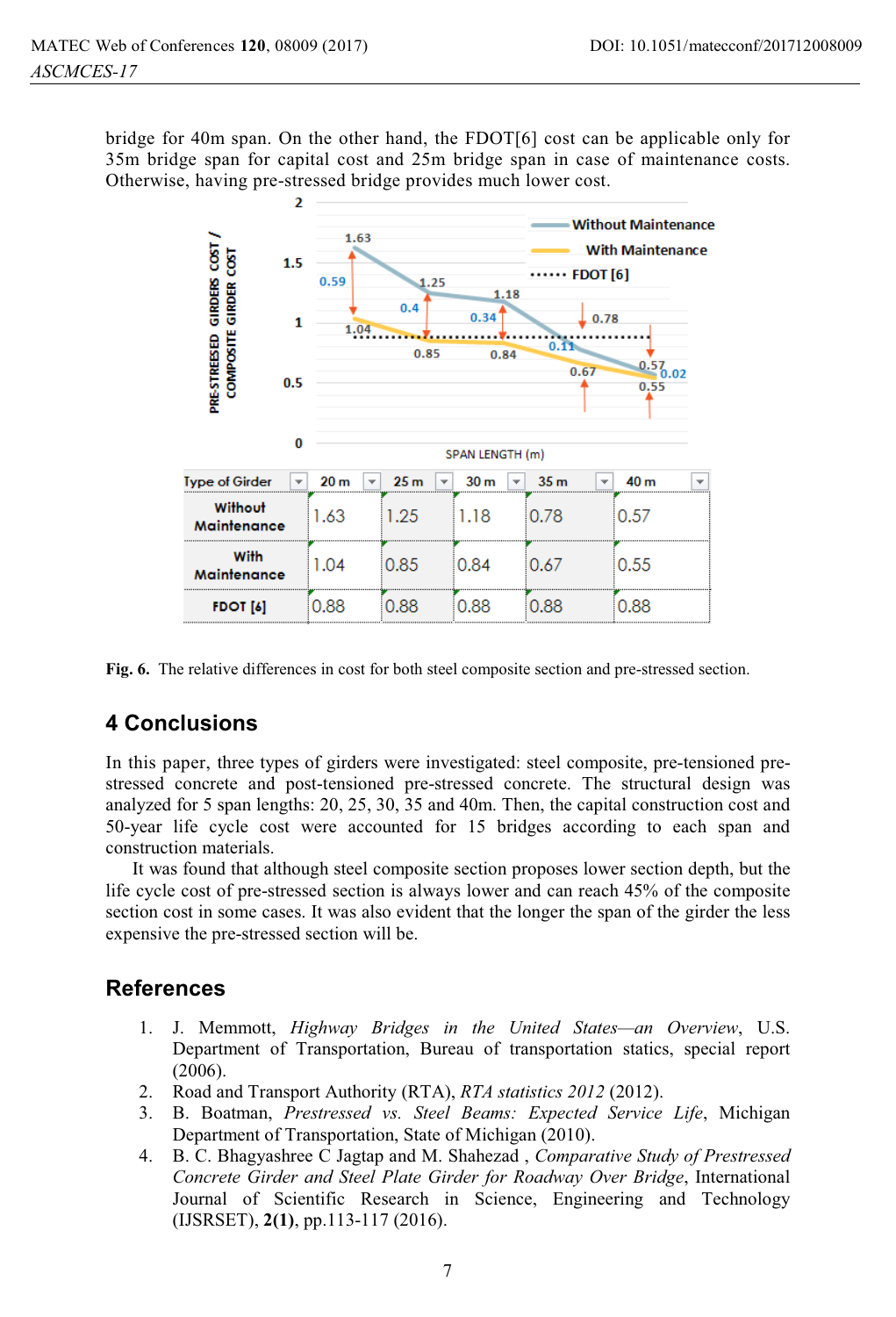bridge for 40m span. On the other hand, the FDOT[6] cost can be applicable only for 35m bridge span for capital cost and 25m bridge span in case of maintenance costs. Otherwise, having pre-stressed bridge provides much lower cost.

| Type of Girder | 20 m | 25 m | 30 m | 35 m | 40 m |
|---|---|---|---|---|---|
| Without Maintenance | 1.63 | 1.25 | 1.18 | 0.78 | 0.57 |
| With Maintenance | 1.04 | 0.85 | 0.84 | 0.67 | 0.55 |
| FDOT [6] | 0.88 | 0.88 | 0.88 | 0.88 | 0.88 |

**Fig. 6.** The relative differences in cost for both steel composite section and pre-stressed section.

## 4 Conclusions

In this paper, three types of girders were investigated: steel composite, pre-tensioned pre-stressed concrete and post-tensioned pre-stressed concrete. The structural design was analyzed for 5 span lengths: 20, 25, 30, 35 and 40m. Then, the capital construction cost and 50-year life cycle cost were accounted for 15 bridges according to each span and construction materials.

It was found that although steel composite section proposes lower section depth, but the life cycle cost of pre-stressed section is always lower and can reach 45% of the composite section cost in some cases. It was also evident that the longer the span of the girder the less expensive the pre-stressed section will be.

## References

1. J. Memmott, *Highway Bridges in the United States—an Overview*, U.S. Department of Transportation, Bureau of transportation statics, special report (2006).
2. Road and Transport Authority (RTA), *RTA statistics 2012* (2012).
3. B. Boatman, *Prestressed vs. Steel Beams: Expected Service Life*, Michigan Department of Transportation, State of Michigan (2010).
4. B. C. Bhagyashree C Jagtap and M. Shahezad , *Comparative Study of Prestressed Concrete Girder and Steel Plate Girder for Roadway Over Bridge*, International Journal of Scientific Research in Science, Engineering and Technology (IJSRSET), **2(1)**, pp.113-117 (2016).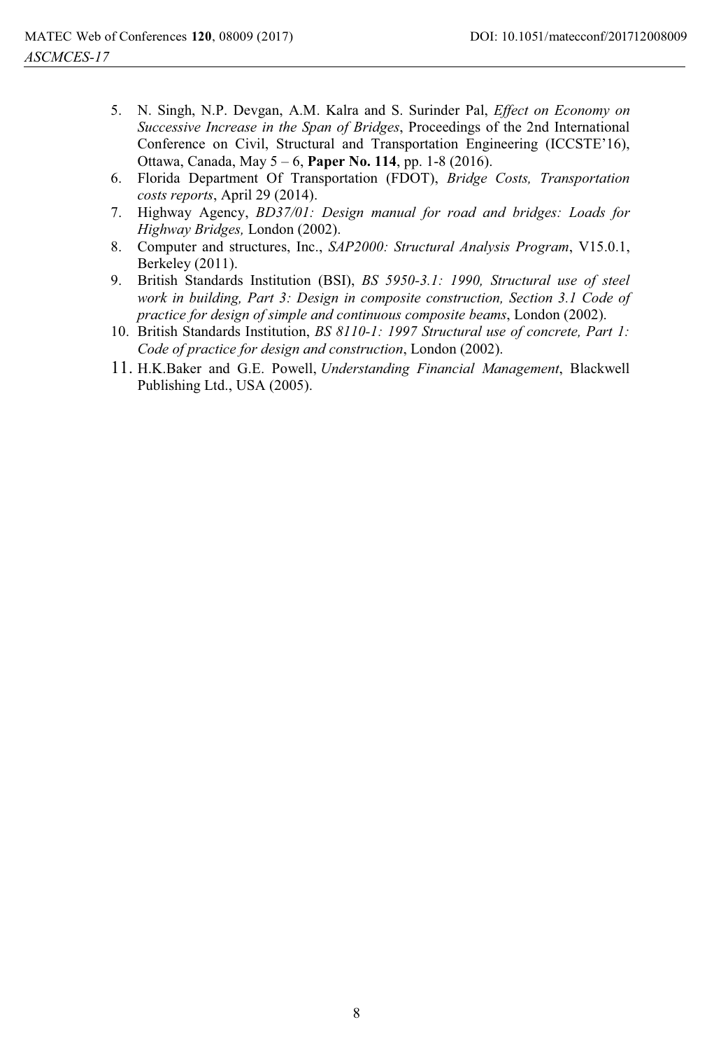5. N. Singh, N.P. Devgan, A.M. Kalra and S. Surinder Pal, *Effect on Economy on Successive Increase in the Span of Bridges*, Proceedings of the 2nd International Conference on Civil, Structural and Transportation Engineering (ICCSTE'16), Ottawa, Canada, May 5 – 6, **Paper No. 114**, pp. 1-8 (2016).
6. Florida Department Of Transportation (FDOT), *Bridge Costs, Transportation costs reports*, April 29 (2014).
7. Highway Agency, *BD37/01: Design manual for road and bridges: Loads for Highway Bridges,* London (2002).
8. Computer and structures, Inc., *SAP2000: Structural Analysis Program*, V15.0.1, Berkeley (2011).
9. British Standards Institution (BSI), *BS 5950-3.1: 1990, Structural use of steel work in building, Part 3: Design in composite construction, Section 3.1 Code of practice for design of simple and continuous composite beams*, London (2002).
10. British Standards Institution, *BS 8110-1: 1997 Structural use of concrete, Part 1: Code of practice for design and construction*, London (2002).
11. H.K.Baker and G.E. Powell, *Understanding Financial Management*, Blackwell Publishing Ltd., USA (2005).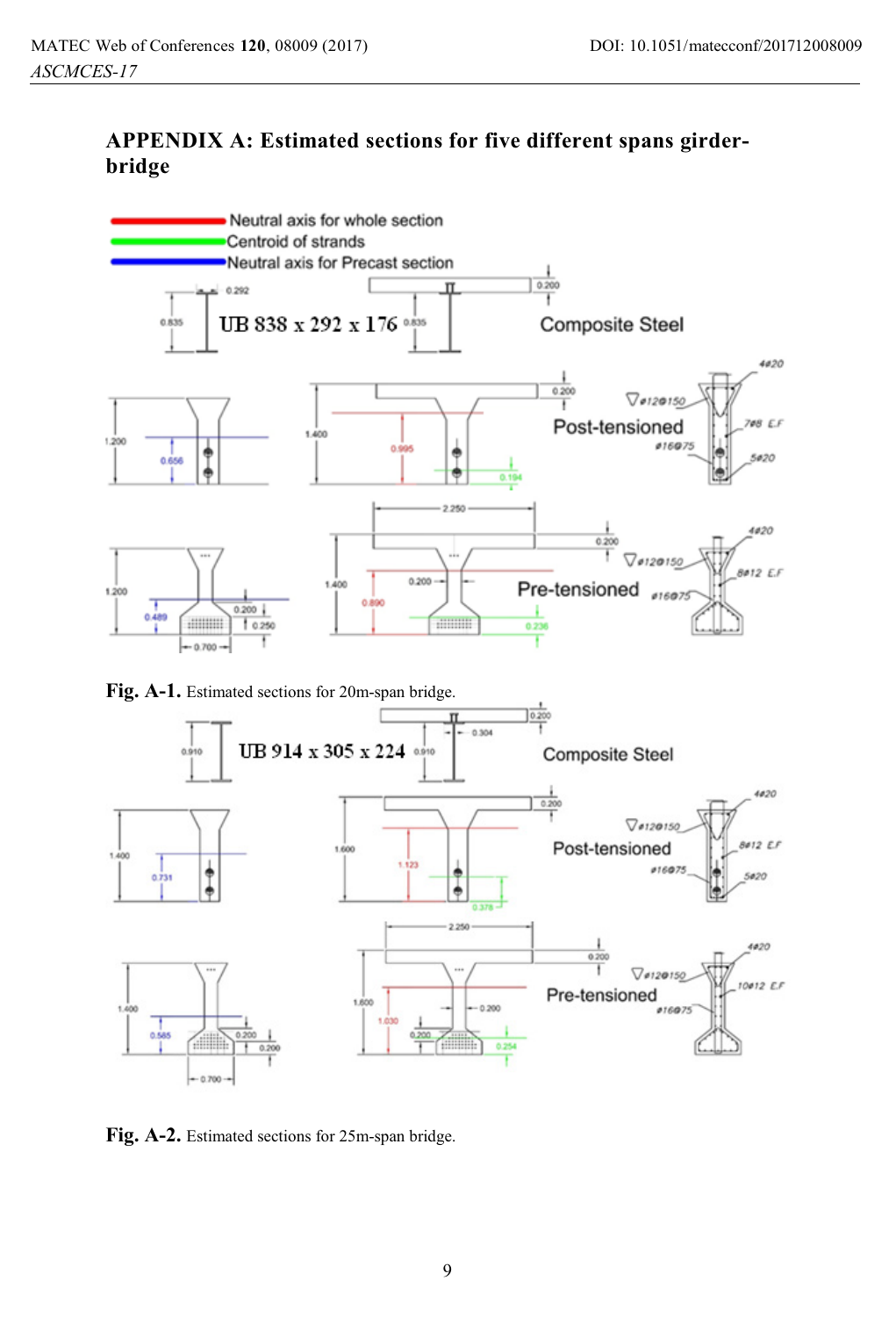## APPENDIX A: Estimated sections for five different spans girder-bridge

**Fig. A-1.** Estimated sections for 20m-span bridge.

**Fig. A-2.** Estimated sections for 25m-span bridge.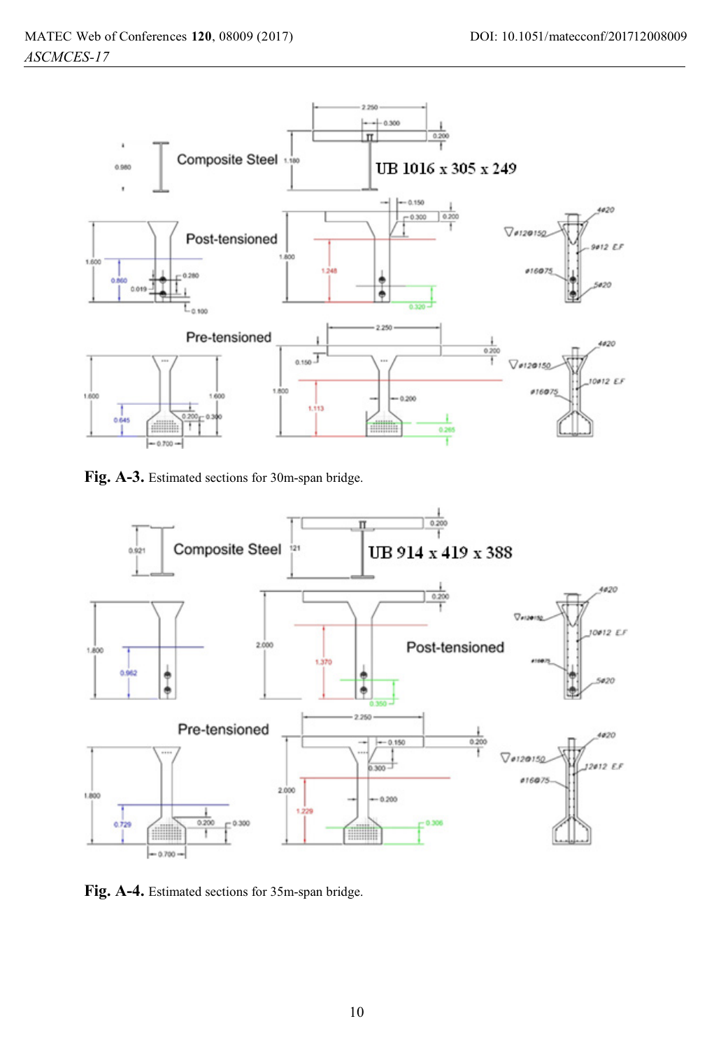**Fig. A-3.** Estimated sections for 30m-span bridge.

**Fig. A-4.** Estimated sections for 35m-span bridge.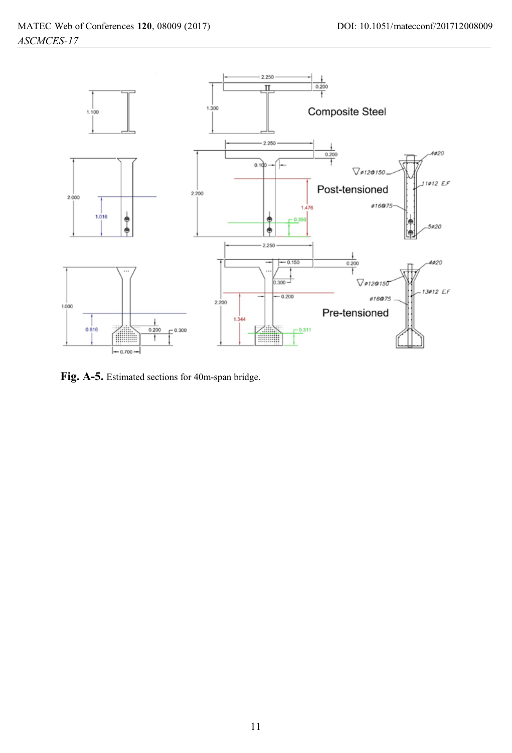1.100

2.250

0.200

1.300

Composite Steel

2.250

0.200

0.100

4ø20

ø12@150

11ø12 E.F

Post-tensioned

2.000

2.200

1.476

ø16@75

1.016

0.350

5ø20

2.250

0.150

0.200

4ø20

0.300

ø12@150

2.000

0.200

13ø12 E.F

2.200

ø16@75

Pre-tensioned

1.344

0.816

0.200

0.300

0.311

0.700

**Fig. A-5.** Estimated sections for 40m-span bridge.